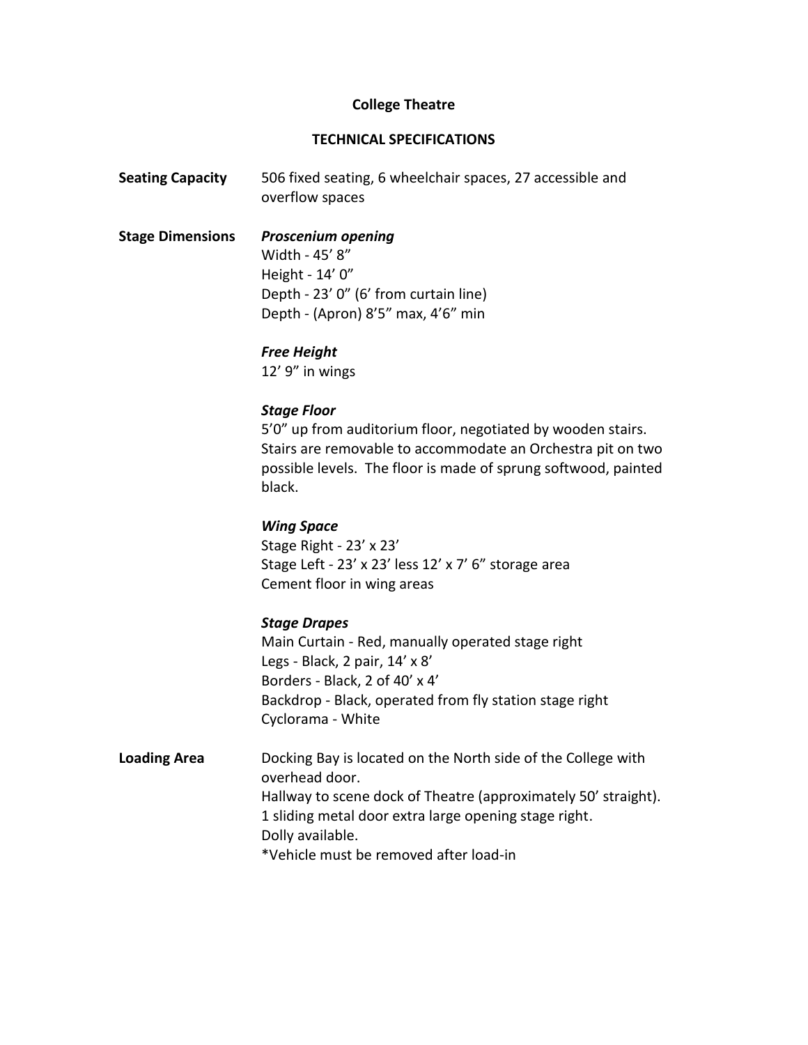# College Theatre

## TECHNICAL SPECIFICATIONS

**Seating Capacity**

506 fixed seating, 6 wheelchair spaces, 27 accessible and overflow spaces

**Stage Dimensions**

***Proscenium opening***
Width - 45’ 8”
Height - 14’ 0”
Depth - 23’ 0” (6’ from curtain line)
Depth - (Apron) 8’5” max, 4’6” min

***Free Height***
12’ 9” in wings

***Stage Floor***
5’0” up from auditorium floor, negotiated by wooden stairs. Stairs are removable to accommodate an Orchestra pit on two possible levels. The floor is made of sprung softwood, painted black.

***Wing Space***
Stage Right - 23’ x 23’
Stage Left - 23’ x 23’ less 12’ x 7’ 6” storage area
Cement floor in wing areas

***Stage Drapes***
Main Curtain - Red, manually operated stage right
Legs - Black, 2 pair, 14’ x 8’
Borders - Black, 2 of 40’ x 4’
Backdrop - Black, operated from fly station stage right
Cyclorama - White

**Loading Area**

Docking Bay is located on the North side of the College with overhead door.
Hallway to scene dock of Theatre (approximately 50’ straight).
1 sliding metal door extra large opening stage right.
Dolly available.
*Vehicle must be removed after load-in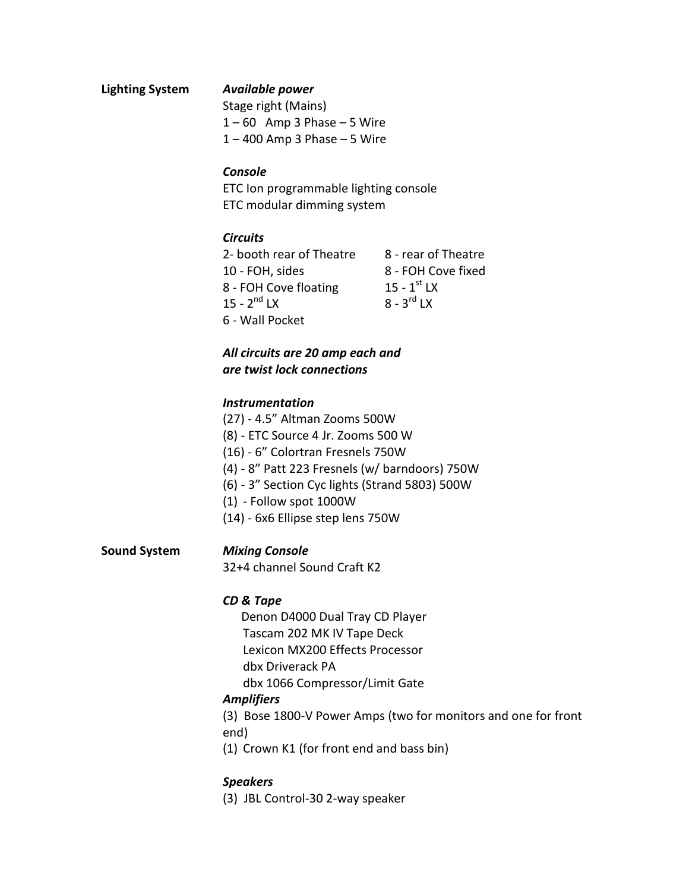## Lighting System

### *Available power*

Stage right (Mains)
1 – 60 Amp 3 Phase – 5 Wire
1 – 400 Amp 3 Phase – 5 Wire

### *Console*

ETC Ion programmable lighting console
ETC modular dimming system

### *Circuits*

| | |
|---|---|
| 2- booth rear of Theatre | 8 - rear of Theatre |
| 10 - FOH, sides | 8 - FOH Cove fixed |
| 8 - FOH Cove floating | 15 - 1st LX |
| 15 - 2nd LX | 8 - 3rd LX |
| 6 - Wall Pocket | |

***All circuits are 20 amp each and are twist lock connections***

### *Instrumentation*

(27) - 4.5" Altman Zooms 500W
(8) - ETC Source 4 Jr. Zooms 500 W
(16) - 6" Colortran Fresnels 750W
(4) - 8" Patt 223 Fresnels (w/ barndoors) 750W
(6) - 3" Section Cyc lights (Strand 5803) 500W
(1) - Follow spot 1000W
(14) - 6x6 Ellipse step lens 750W

## Sound System

### *Mixing Console*

32+4 channel Sound Craft K2

### *CD & Tape*

Denon D4000 Dual Tray CD Player
Tascam 202 MK IV Tape Deck
Lexicon MX200 Effects Processor
dbx Driverack PA
dbx 1066 Compressor/Limit Gate

### *Amplifiers*

(3) Bose 1800-V Power Amps (two for monitors and one for front end)
(1) Crown K1 (for front end and bass bin)

### *Speakers*

(3) JBL Control-30 2-way speaker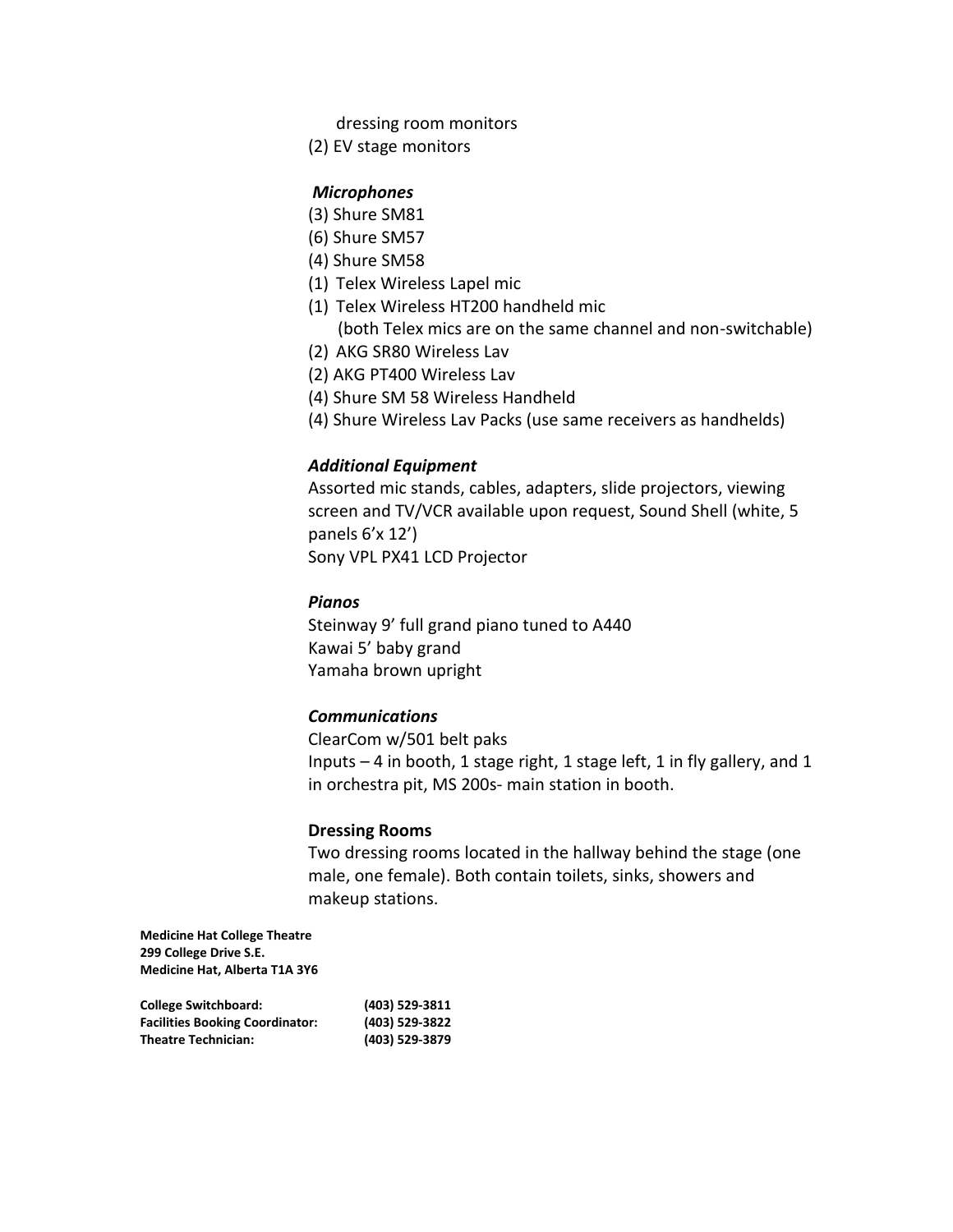dressing room monitors
(2) EV stage monitors

*Microphones*

(3) Shure SM81
(6) Shure SM57
(4) Shure SM58
(1) Telex Wireless Lapel mic
(1) Telex Wireless HT200 handheld mic
(both Telex mics are on the same channel and non-switchable)
(2) AKG SR80 Wireless Lav
(2) AKG PT400 Wireless Lav
(4) Shure SM 58 Wireless Handheld
(4) Shure Wireless Lav Packs (use same receivers as handhelds)

*Additional Equipment*

Assorted mic stands, cables, adapters, slide projectors, viewing screen and TV/VCR available upon request, Sound Shell (white, 5 panels 6'x 12')
Sony VPL PX41 LCD Projector

*Pianos*

Steinway 9' full grand piano tuned to A440
Kawai 5' baby grand
Yamaha brown upright

*Communications*

ClearCom w/501 belt paks
Inputs – 4 in booth, 1 stage right, 1 stage left, 1 in fly gallery, and 1 in orchestra pit, MS 200s- main station in booth.

**Dressing Rooms**

Two dressing rooms located in the hallway behind the stage (one male, one female). Both contain toilets, sinks, showers and makeup stations.

**Medicine Hat College Theatre**
**299 College Drive S.E.**
**Medicine Hat, Alberta T1A 3Y6**

| | |
|---|---|
| **College Switchboard:** | **(403) 529-3811** |
| **Facilities Booking Coordinator:** | **(403) 529-3822** |
| **Theatre Technician:** | **(403) 529-3879** |